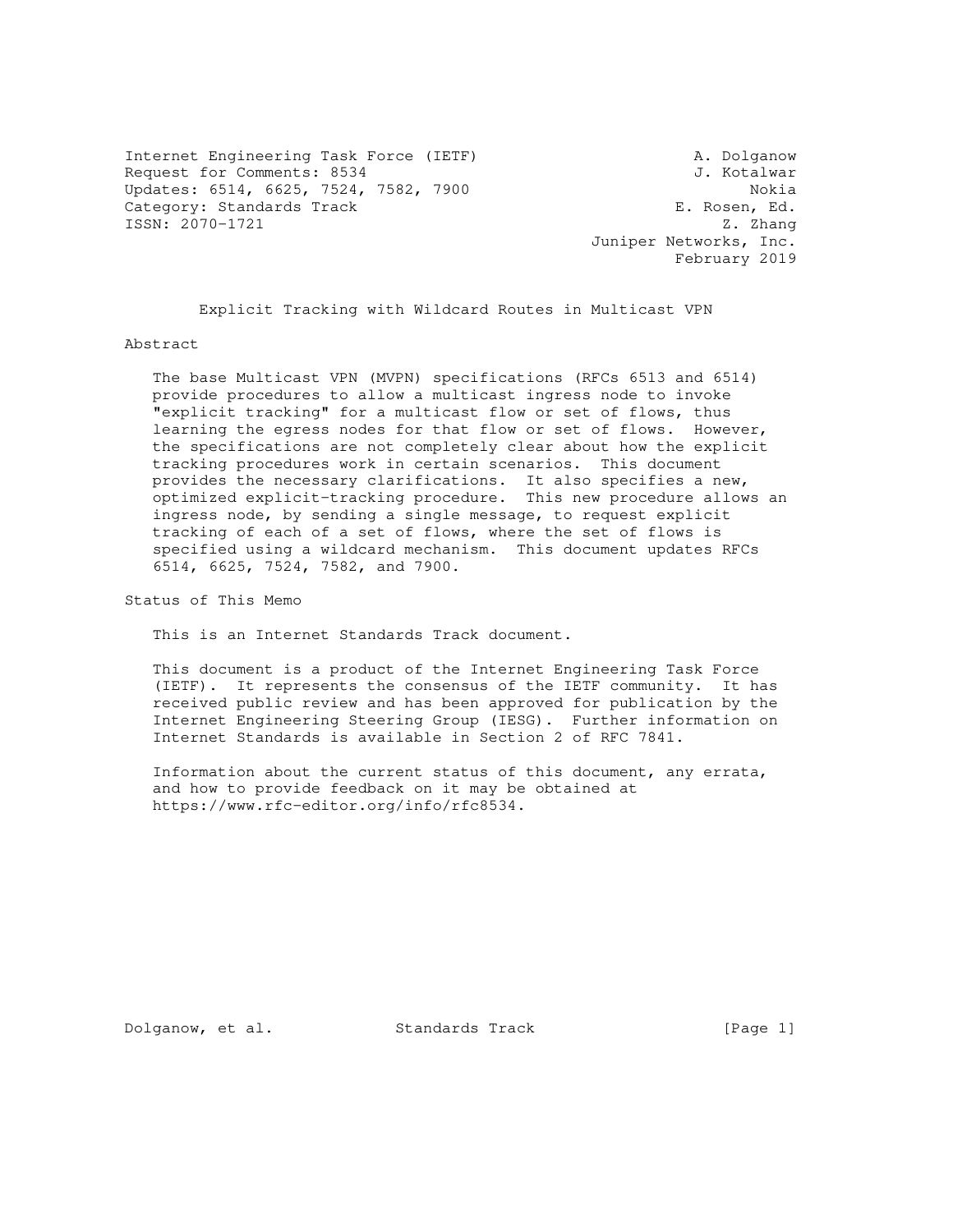Internet Engineering Task Force (IETF) A. Dolganow
Request for Comments: 8534 J. Kotalwar
Updates: 6514, 6625, 7524, 7582, 7900 Nokia
Category: Standards Track E. Rosen, Ed.
ISSN: 2070-1721 Z. Zhang
Juniper Networks, Inc.
February 2019

# Explicit Tracking with Wildcard Routes in Multicast VPN

## Abstract

The base Multicast VPN (MVPN) specifications (RFCs 6513 and 6514) provide procedures to allow a multicast ingress node to invoke "explicit tracking" for a multicast flow or set of flows, thus learning the egress nodes for that flow or set of flows. However, the specifications are not completely clear about how the explicit tracking procedures work in certain scenarios. This document provides the necessary clarifications. It also specifies a new, optimized explicit-tracking procedure. This new procedure allows an ingress node, by sending a single message, to request explicit tracking of each of a set of flows, where the set of flows is specified using a wildcard mechanism. This document updates RFCs 6514, 6625, 7524, 7582, and 7900.

## Status of This Memo

This is an Internet Standards Track document.

This document is a product of the Internet Engineering Task Force (IETF). It represents the consensus of the IETF community. It has received public review and has been approved for publication by the Internet Engineering Steering Group (IESG). Further information on Internet Standards is available in Section 2 of RFC 7841.

Information about the current status of this document, any errata, and how to provide feedback on it may be obtained at https://www.rfc-editor.org/info/rfc8534.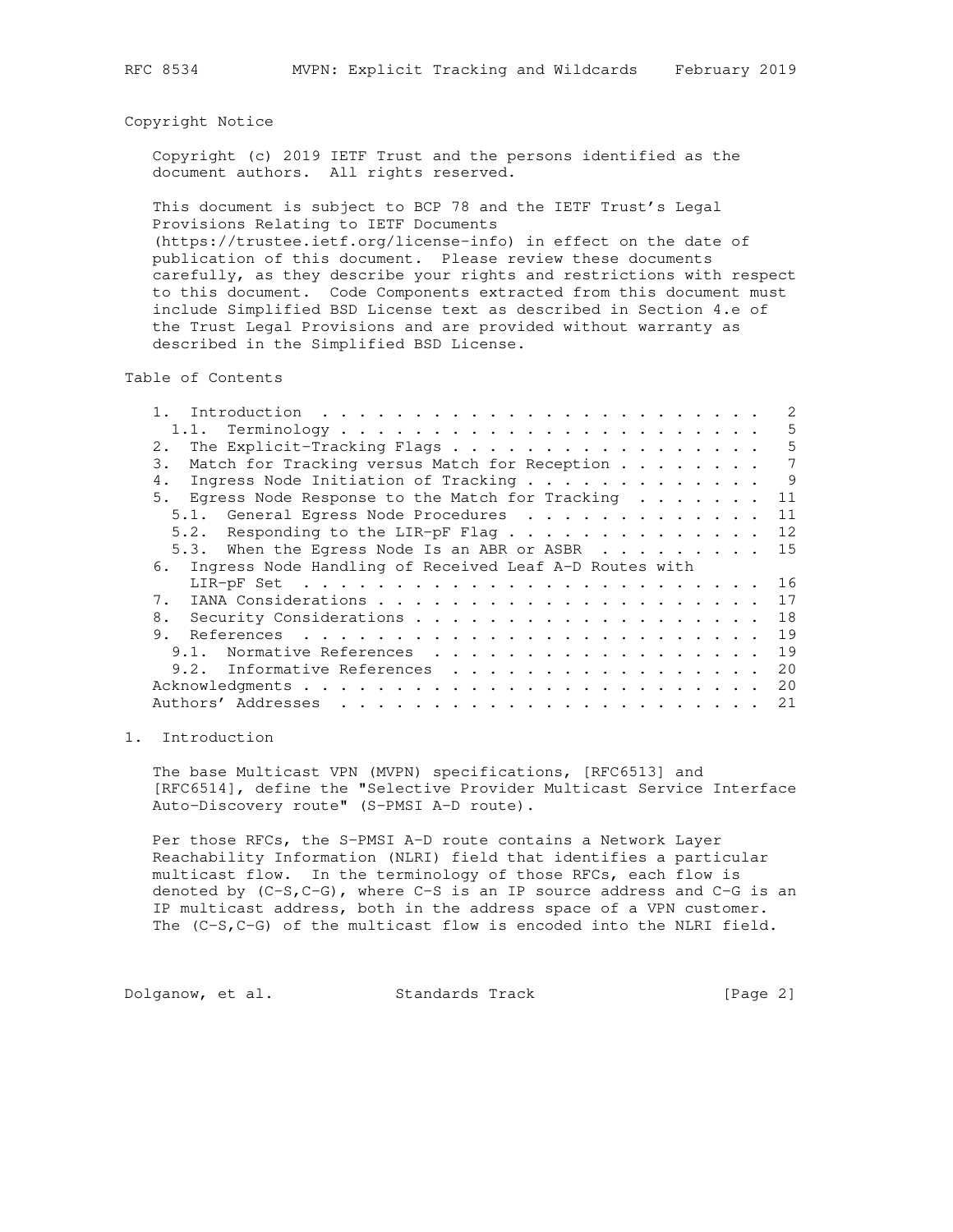## Copyright Notice

Copyright (c) 2019 IETF Trust and the persons identified as the document authors. All rights reserved.

This document is subject to BCP 78 and the IETF Trust's Legal Provisions Relating to IETF Documents (https://trustee.ietf.org/license-info) in effect on the date of publication of this document. Please review these documents carefully, as they describe your rights and restrictions with respect to this document. Code Components extracted from this document must include Simplified BSD License text as described in Section 4.e of the Trust Legal Provisions and are provided without warranty as described in the Simplified BSD License.

## Table of Contents

```
   1.  Introduction . . . . . . . . . . . . . . . . . . . . . . . .   2
     1.1.  Terminology  . . . . . . . . . . . . . . . . . . . . . .   5
   2.  The Explicit-Tracking Flags  . . . . . . . . . . . . . . . .   5
   3.  Match for Tracking versus Match for Reception  . . . . . . .   7
   4.  Ingress Node Initiation of Tracking  . . . . . . . . . . . .   9
   5.  Egress Node Response to the Match for Tracking . . . . . . .  11
     5.1.  General Egress Node Procedures . . . . . . . . . . . . .  11
     5.2.  Responding to the LIR-pF Flag  . . . . . . . . . . . . .  12
     5.3.  When the Egress Node Is an ABR or ASBR . . . . . . . . .  15
   6.  Ingress Node Handling of Received Leaf A-D Routes with
       LIR-pF Set . . . . . . . . . . . . . . . . . . . . . . . . .  16
   7.  IANA Considerations  . . . . . . . . . . . . . . . . . . . .  17
   8.  Security Considerations  . . . . . . . . . . . . . . . . . .  18
   9.  References . . . . . . . . . . . . . . . . . . . . . . . . .  19
     9.1.  Normative References . . . . . . . . . . . . . . . . . .  19
     9.2.  Informative References . . . . . . . . . . . . . . . . .  20
   Acknowledgments  . . . . . . . . . . . . . . . . . . . . . . . .  20
   Authors' Addresses . . . . . . . . . . . . . . . . . . . . . . .  21
```

## 1. Introduction

The base Multicast VPN (MVPN) specifications, [RFC6513] and [RFC6514], define the "Selective Provider Multicast Service Interface Auto-Discovery route" (S-PMSI A-D route).

Per those RFCs, the S-PMSI A-D route contains a Network Layer Reachability Information (NLRI) field that identifies a particular multicast flow. In the terminology of those RFCs, each flow is denoted by (C-S,C-G), where C-S is an IP source address and C-G is an IP multicast address, both in the address space of a VPN customer. The (C-S,C-G) of the multicast flow is encoded into the NLRI field.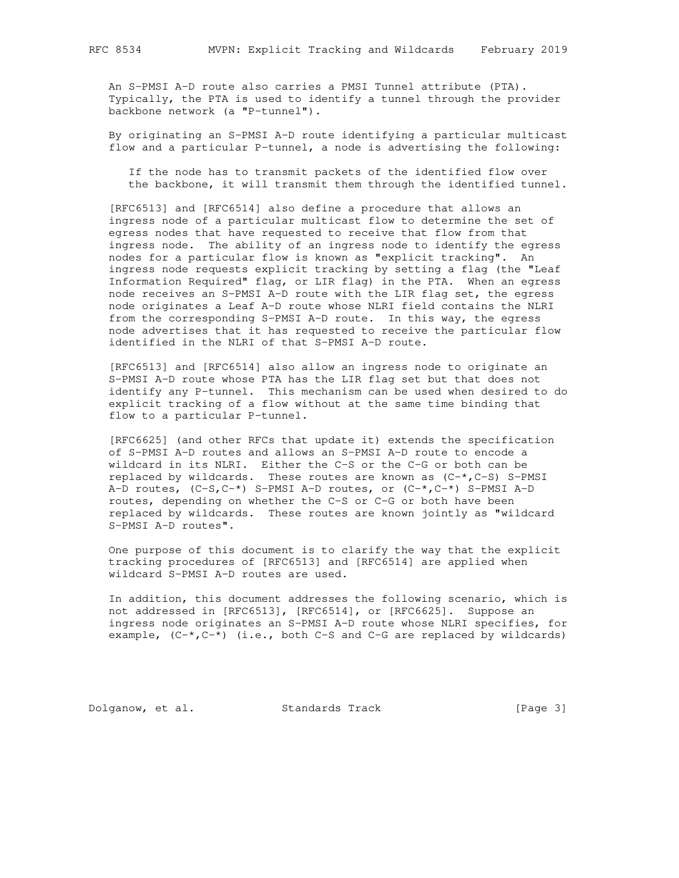An S-PMSI A-D route also carries a PMSI Tunnel attribute (PTA). Typically, the PTA is used to identify a tunnel through the provider backbone network (a "P-tunnel").

By originating an S-PMSI A-D route identifying a particular multicast flow and a particular P-tunnel, a node is advertising the following:

> If the node has to transmit packets of the identified flow over the backbone, it will transmit them through the identified tunnel.

[RFC6513] and [RFC6514] also define a procedure that allows an ingress node of a particular multicast flow to determine the set of egress nodes that have requested to receive that flow from that ingress node. The ability of an ingress node to identify the egress nodes for a particular flow is known as "explicit tracking". An ingress node requests explicit tracking by setting a flag (the "Leaf Information Required" flag, or LIR flag) in the PTA. When an egress node receives an S-PMSI A-D route with the LIR flag set, the egress node originates a Leaf A-D route whose NLRI field contains the NLRI from the corresponding S-PMSI A-D route. In this way, the egress node advertises that it has requested to receive the particular flow identified in the NLRI of that S-PMSI A-D route.

[RFC6513] and [RFC6514] also allow an ingress node to originate an S-PMSI A-D route whose PTA has the LIR flag set but that does not identify any P-tunnel. This mechanism can be used when desired to do explicit tracking of a flow without at the same time binding that flow to a particular P-tunnel.

[RFC6625] (and other RFCs that update it) extends the specification of S-PMSI A-D routes and allows an S-PMSI A-D route to encode a wildcard in its NLRI. Either the C-S or the C-G or both can be replaced by wildcards. These routes are known as (C-*,C-S) S-PMSI A-D routes, (C-S,C-*) S-PMSI A-D routes, or (C-*,C-*) S-PMSI A-D routes, depending on whether the C-S or C-G or both have been replaced by wildcards. These routes are known jointly as "wildcard S-PMSI A-D routes".

One purpose of this document is to clarify the way that the explicit tracking procedures of [RFC6513] and [RFC6514] are applied when wildcard S-PMSI A-D routes are used.

In addition, this document addresses the following scenario, which is not addressed in [RFC6513], [RFC6514], or [RFC6625]. Suppose an ingress node originates an S-PMSI A-D route whose NLRI specifies, for example, (C-*,C-*) (i.e., both C-S and C-G are replaced by wildcards)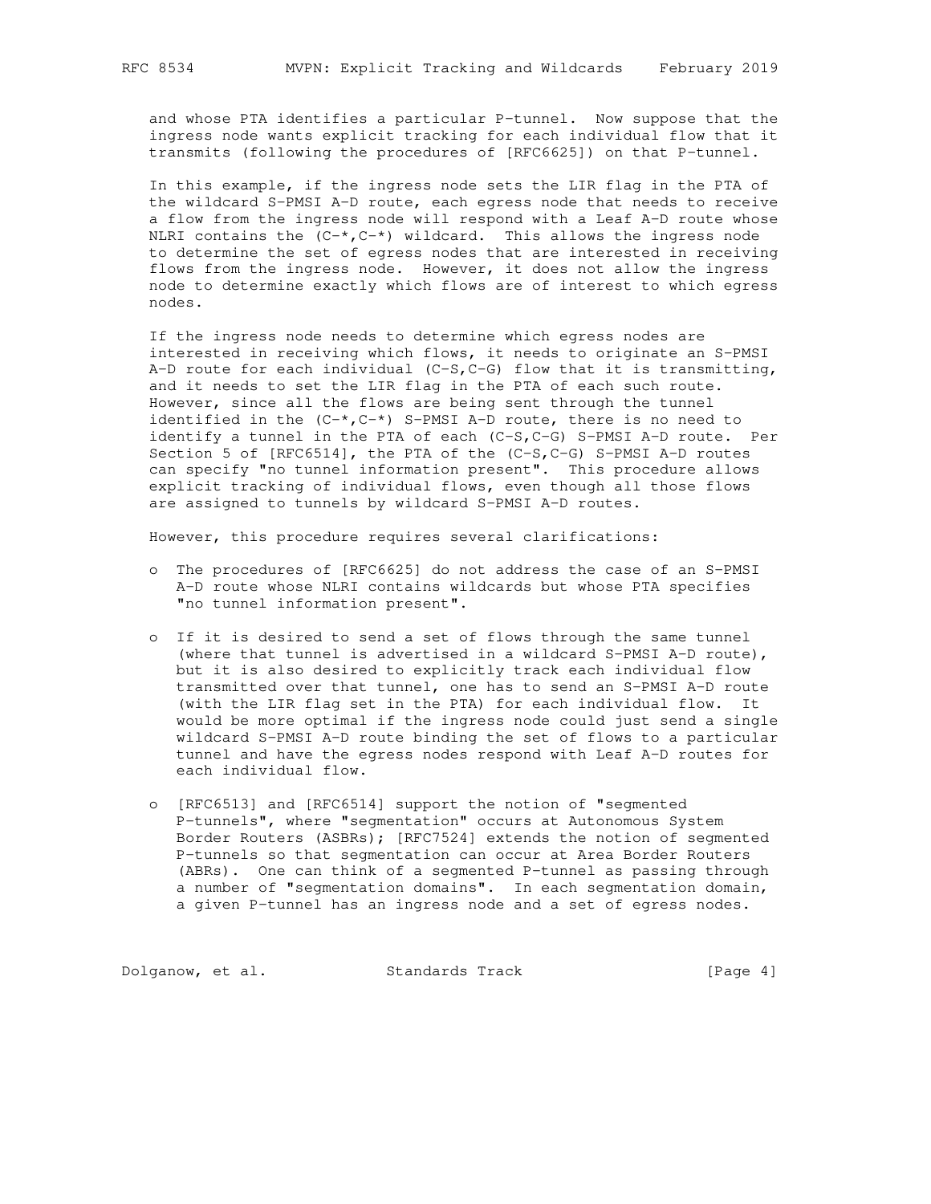and whose PTA identifies a particular P-tunnel. Now suppose that the ingress node wants explicit tracking for each individual flow that it transmits (following the procedures of [RFC6625]) on that P-tunnel.

In this example, if the ingress node sets the LIR flag in the PTA of the wildcard S-PMSI A-D route, each egress node that needs to receive a flow from the ingress node will respond with a Leaf A-D route whose NLRI contains the (C-*,C-*) wildcard. This allows the ingress node to determine the set of egress nodes that are interested in receiving flows from the ingress node. However, it does not allow the ingress node to determine exactly which flows are of interest to which egress nodes.

If the ingress node needs to determine which egress nodes are interested in receiving which flows, it needs to originate an S-PMSI A-D route for each individual (C-S,C-G) flow that it is transmitting, and it needs to set the LIR flag in the PTA of each such route. However, since all the flows are being sent through the tunnel identified in the (C-*,C-*) S-PMSI A-D route, there is no need to identify a tunnel in the PTA of each (C-S,C-G) S-PMSI A-D route. Per Section 5 of [RFC6514], the PTA of the (C-S,C-G) S-PMSI A-D routes can specify "no tunnel information present". This procedure allows explicit tracking of individual flows, even though all those flows are assigned to tunnels by wildcard S-PMSI A-D routes.

However, this procedure requires several clarifications:

- The procedures of [RFC6625] do not address the case of an S-PMSI A-D route whose NLRI contains wildcards but whose PTA specifies "no tunnel information present".

- If it is desired to send a set of flows through the same tunnel (where that tunnel is advertised in a wildcard S-PMSI A-D route), but it is also desired to explicitly track each individual flow transmitted over that tunnel, one has to send an S-PMSI A-D route (with the LIR flag set in the PTA) for each individual flow. It would be more optimal if the ingress node could just send a single wildcard S-PMSI A-D route binding the set of flows to a particular tunnel and have the egress nodes respond with Leaf A-D routes for each individual flow.

- [RFC6513] and [RFC6514] support the notion of "segmented P-tunnels", where "segmentation" occurs at Autonomous System Border Routers (ASBRs); [RFC7524] extends the notion of segmented P-tunnels so that segmentation can occur at Area Border Routers (ABRs). One can think of a segmented P-tunnel as passing through a number of "segmentation domains". In each segmentation domain, a given P-tunnel has an ingress node and a set of egress nodes.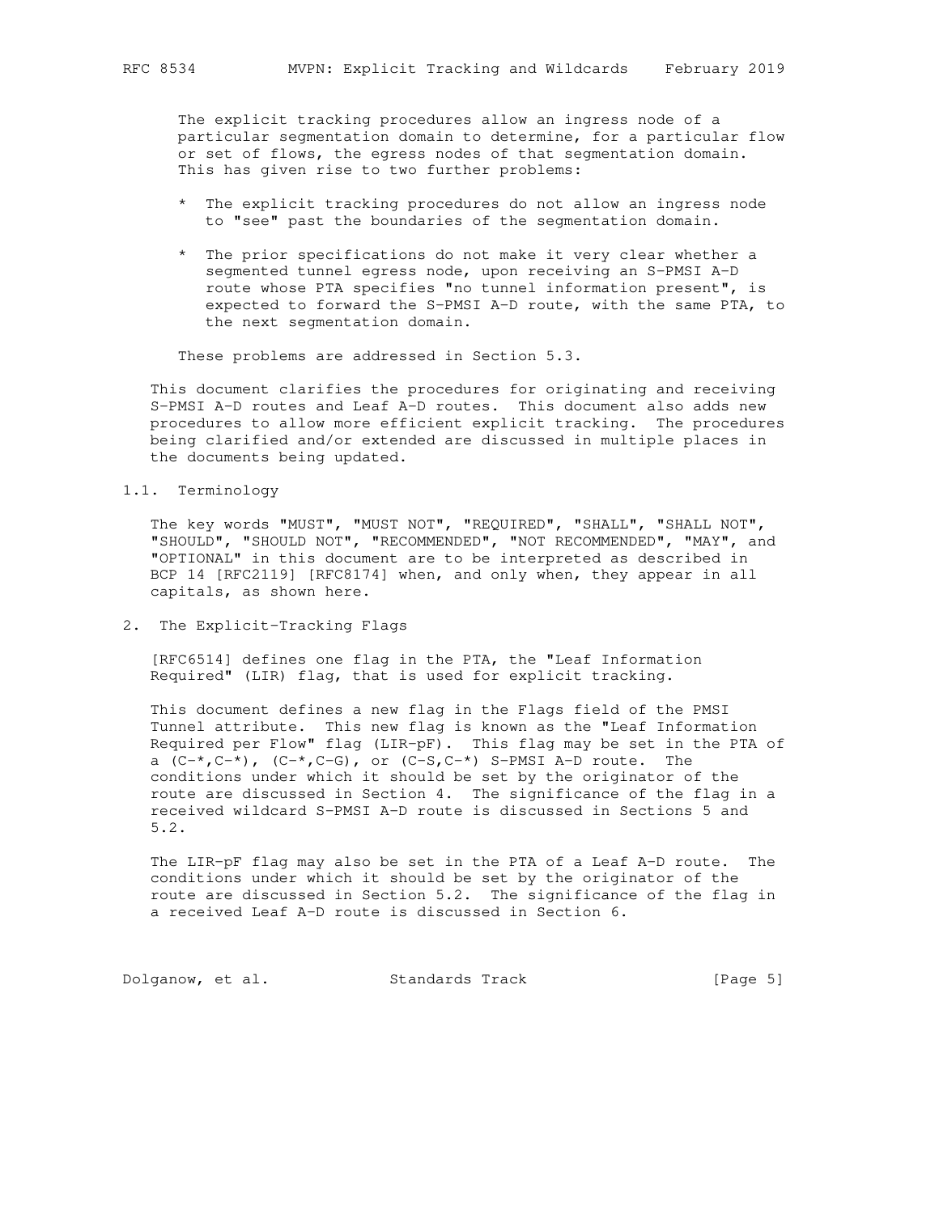The explicit tracking procedures allow an ingress node of a particular segmentation domain to determine, for a particular flow or set of flows, the egress nodes of that segmentation domain. This has given rise to two further problems:

* The explicit tracking procedures do not allow an ingress node to "see" past the boundaries of the segmentation domain.

* The prior specifications do not make it very clear whether a segmented tunnel egress node, upon receiving an S-PMSI A-D route whose PTA specifies "no tunnel information present", is expected to forward the S-PMSI A-D route, with the same PTA, to the next segmentation domain.

These problems are addressed in Section 5.3.

This document clarifies the procedures for originating and receiving S-PMSI A-D routes and Leaf A-D routes. This document also adds new procedures to allow more efficient explicit tracking. The procedures being clarified and/or extended are discussed in multiple places in the documents being updated.

## 1.1. Terminology

The key words "MUST", "MUST NOT", "REQUIRED", "SHALL", "SHALL NOT", "SHOULD", "SHOULD NOT", "RECOMMENDED", "NOT RECOMMENDED", "MAY", and "OPTIONAL" in this document are to be interpreted as described in BCP 14 [RFC2119] [RFC8174] when, and only when, they appear in all capitals, as shown here.

# 2. The Explicit-Tracking Flags

[RFC6514] defines one flag in the PTA, the "Leaf Information Required" (LIR) flag, that is used for explicit tracking.

This document defines a new flag in the Flags field of the PMSI Tunnel attribute. This new flag is known as the "Leaf Information Required per Flow" flag (LIR-pF). This flag may be set in the PTA of a (C-*,C-*), (C-*,C-G), or (C-S,C-*) S-PMSI A-D route. The conditions under which it should be set by the originator of the route are discussed in Section 4. The significance of the flag in a received wildcard S-PMSI A-D route is discussed in Sections 5 and 5.2.

The LIR-pF flag may also be set in the PTA of a Leaf A-D route. The conditions under which it should be set by the originator of the route are discussed in Section 5.2. The significance of the flag in a received Leaf A-D route is discussed in Section 6.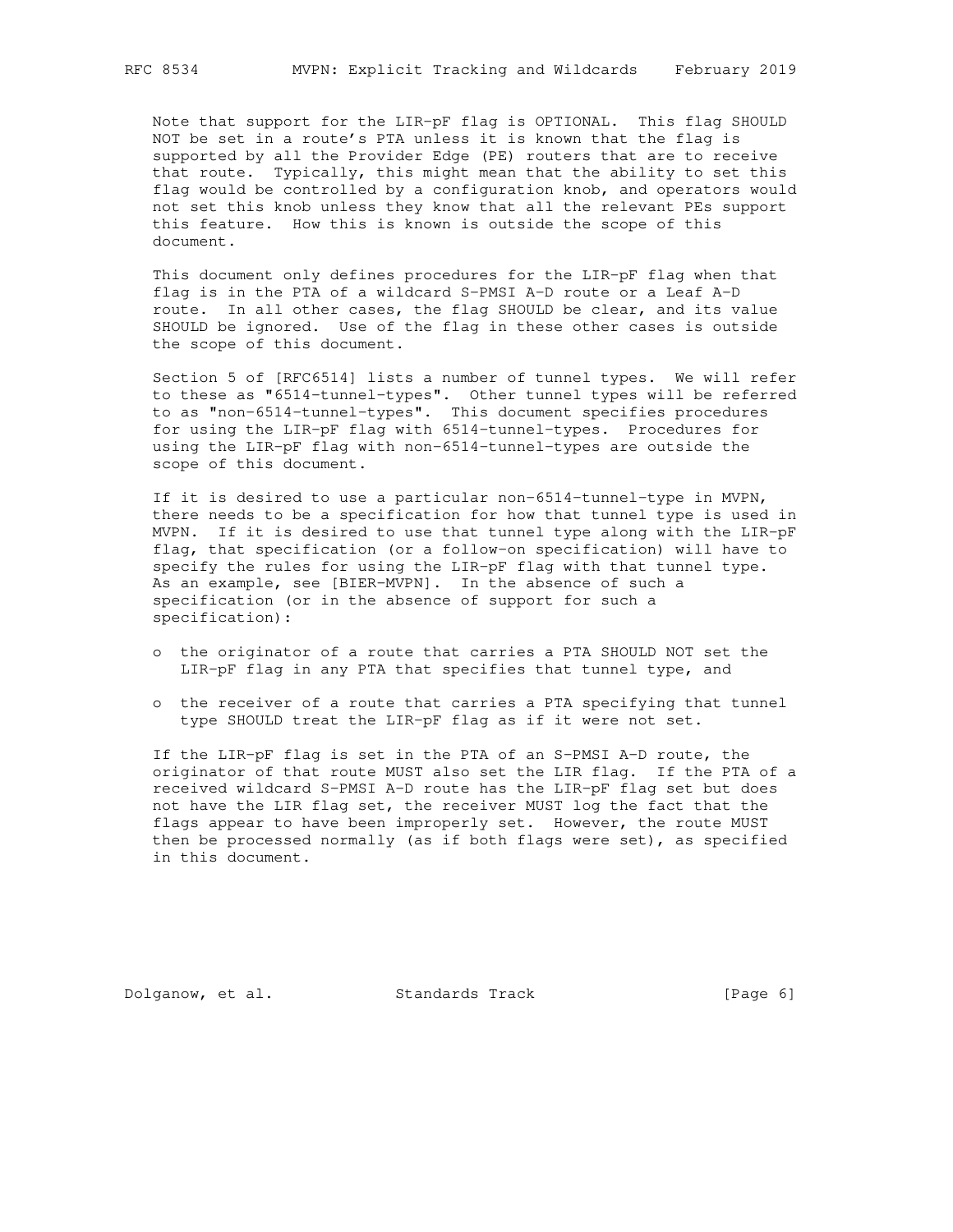Note that support for the LIR-pF flag is OPTIONAL. This flag SHOULD NOT be set in a route's PTA unless it is known that the flag is supported by all the Provider Edge (PE) routers that are to receive that route. Typically, this might mean that the ability to set this flag would be controlled by a configuration knob, and operators would not set this knob unless they know that all the relevant PEs support this feature. How this is known is outside the scope of this document.

This document only defines procedures for the LIR-pF flag when that flag is in the PTA of a wildcard S-PMSI A-D route or a Leaf A-D route. In all other cases, the flag SHOULD be clear, and its value SHOULD be ignored. Use of the flag in these other cases is outside the scope of this document.

Section 5 of [RFC6514] lists a number of tunnel types. We will refer to these as "6514-tunnel-types". Other tunnel types will be referred to as "non-6514-tunnel-types". This document specifies procedures for using the LIR-pF flag with 6514-tunnel-types. Procedures for using the LIR-pF flag with non-6514-tunnel-types are outside the scope of this document.

If it is desired to use a particular non-6514-tunnel-type in MVPN, there needs to be a specification for how that tunnel type is used in MVPN. If it is desired to use that tunnel type along with the LIR-pF flag, that specification (or a follow-on specification) will have to specify the rules for using the LIR-pF flag with that tunnel type. As an example, see [BIER-MVPN]. In the absence of such a specification (or in the absence of support for such a specification):

- the originator of a route that carries a PTA SHOULD NOT set the LIR-pF flag in any PTA that specifies that tunnel type, and
- the receiver of a route that carries a PTA specifying that tunnel type SHOULD treat the LIR-pF flag as if it were not set.

If the LIR-pF flag is set in the PTA of an S-PMSI A-D route, the originator of that route MUST also set the LIR flag. If the PTA of a received wildcard S-PMSI A-D route has the LIR-pF flag set but does not have the LIR flag set, the receiver MUST log the fact that the flags appear to have been improperly set. However, the route MUST then be processed normally (as if both flags were set), as specified in this document.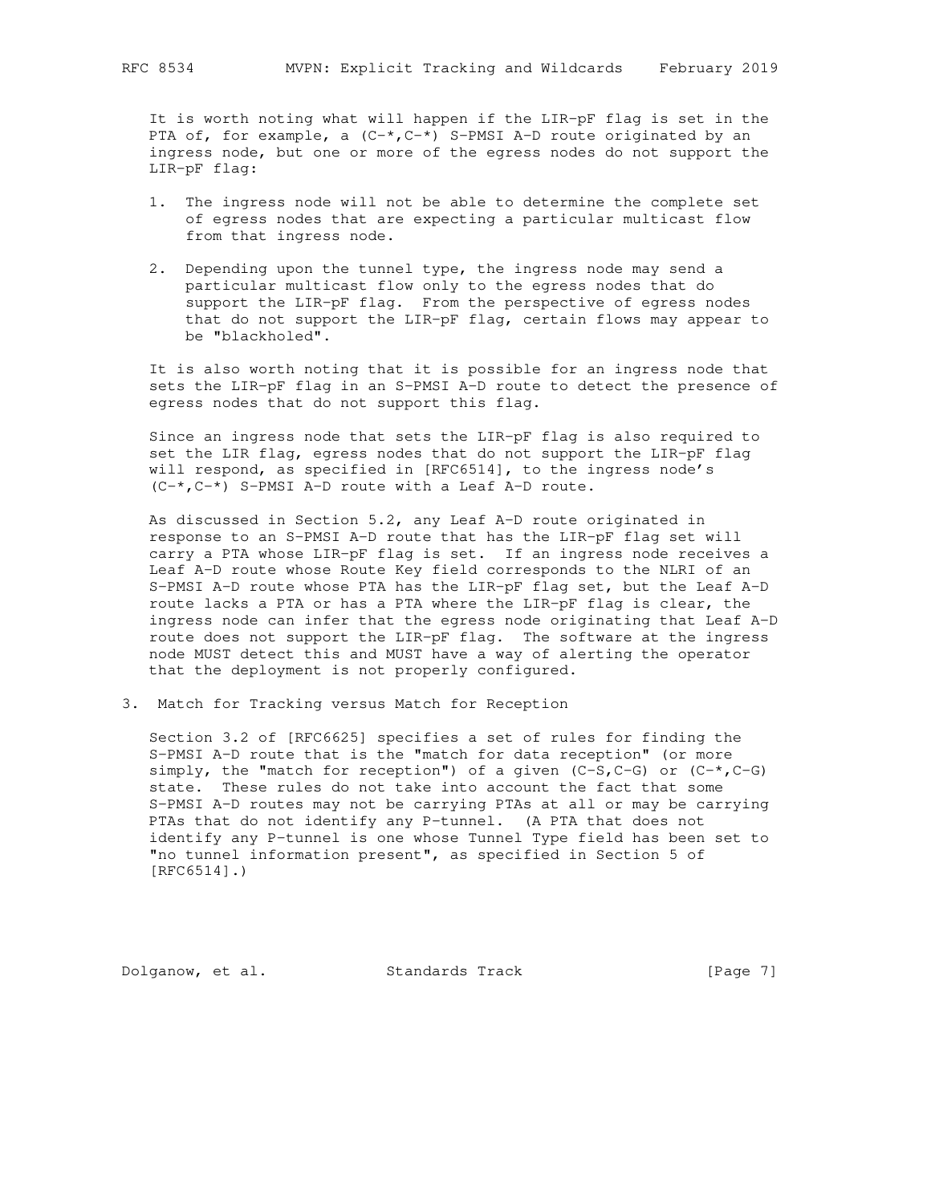It is worth noting what will happen if the LIR-pF flag is set in the PTA of, for example, a (C-*,C-*) S-PMSI A-D route originated by an ingress node, but one or more of the egress nodes do not support the LIR-pF flag:

1. The ingress node will not be able to determine the complete set of egress nodes that are expecting a particular multicast flow from that ingress node.

2. Depending upon the tunnel type, the ingress node may send a particular multicast flow only to the egress nodes that do support the LIR-pF flag. From the perspective of egress nodes that do not support the LIR-pF flag, certain flows may appear to be "blackholed".

It is also worth noting that it is possible for an ingress node that sets the LIR-pF flag in an S-PMSI A-D route to detect the presence of egress nodes that do not support this flag.

Since an ingress node that sets the LIR-pF flag is also required to set the LIR flag, egress nodes that do not support the LIR-pF flag will respond, as specified in [RFC6514], to the ingress node's (C-*,C-*) S-PMSI A-D route with a Leaf A-D route.

As discussed in Section 5.2, any Leaf A-D route originated in response to an S-PMSI A-D route that has the LIR-pF flag set will carry a PTA whose LIR-pF flag is set. If an ingress node receives a Leaf A-D route whose Route Key field corresponds to the NLRI of an S-PMSI A-D route whose PTA has the LIR-pF flag set, but the Leaf A-D route lacks a PTA or has a PTA where the LIR-pF flag is clear, the ingress node can infer that the egress node originating that Leaf A-D route does not support the LIR-pF flag. The software at the ingress node MUST detect this and MUST have a way of alerting the operator that the deployment is not properly configured.

## 3. Match for Tracking versus Match for Reception

Section 3.2 of [RFC6625] specifies a set of rules for finding the S-PMSI A-D route that is the "match for data reception" (or more simply, the "match for reception") of a given (C-S,C-G) or (C-*,C-G) state. These rules do not take into account the fact that some S-PMSI A-D routes may not be carrying PTAs at all or may be carrying PTAs that do not identify any P-tunnel. (A PTA that does not identify any P-tunnel is one whose Tunnel Type field has been set to "no tunnel information present", as specified in Section 5 of [RFC6514].)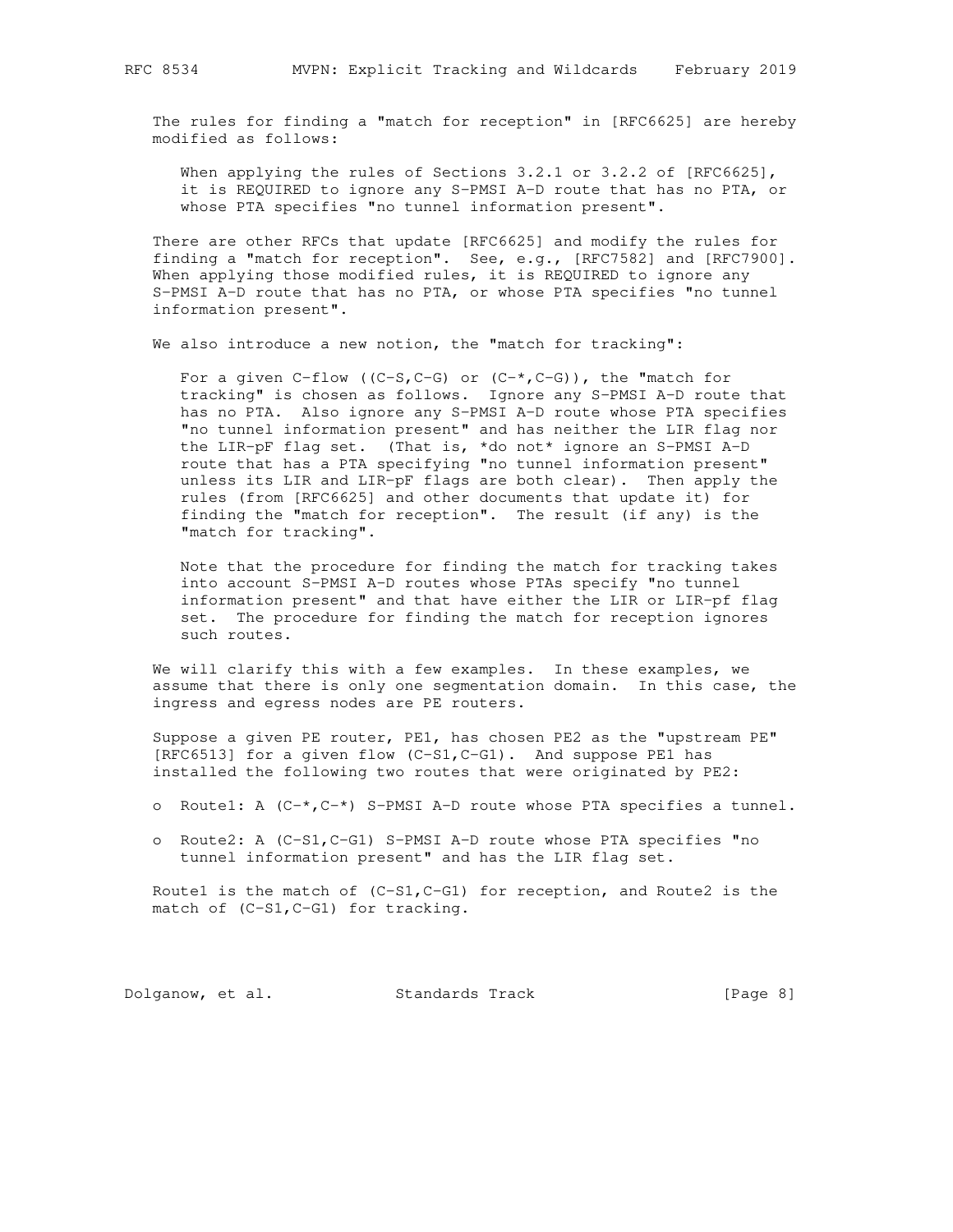The rules for finding a "match for reception" in [RFC6625] are hereby modified as follows:

> When applying the rules of Sections 3.2.1 or 3.2.2 of [RFC6625], it is REQUIRED to ignore any S-PMSI A-D route that has no PTA, or whose PTA specifies "no tunnel information present".

There are other RFCs that update [RFC6625] and modify the rules for finding a "match for reception". See, e.g., [RFC7582] and [RFC7900]. When applying those modified rules, it is REQUIRED to ignore any S-PMSI A-D route that has no PTA, or whose PTA specifies "no tunnel information present".

We also introduce a new notion, the "match for tracking":

> For a given C-flow ((C-S,C-G) or (C-*,C-G)), the "match for tracking" is chosen as follows. Ignore any S-PMSI A-D route that has no PTA. Also ignore any S-PMSI A-D route whose PTA specifies "no tunnel information present" and has neither the LIR flag nor the LIR-pF flag set. (That is, *do not* ignore an S-PMSI A-D route that has a PTA specifying "no tunnel information present" unless its LIR and LIR-pF flags are both clear). Then apply the rules (from [RFC6625] and other documents that update it) for finding the "match for reception". The result (if any) is the "match for tracking".
>
> Note that the procedure for finding the match for tracking takes into account S-PMSI A-D routes whose PTAs specify "no tunnel information present" and that have either the LIR or LIR-pf flag set. The procedure for finding the match for reception ignores such routes.

We will clarify this with a few examples. In these examples, we assume that there is only one segmentation domain. In this case, the ingress and egress nodes are PE routers.

Suppose a given PE router, PE1, has chosen PE2 as the "upstream PE" [RFC6513] for a given flow (C-S1,C-G1). And suppose PE1 has installed the following two routes that were originated by PE2:

- Route1: A (C-*,C-*) S-PMSI A-D route whose PTA specifies a tunnel.
- Route2: A (C-S1,C-G1) S-PMSI A-D route whose PTA specifies "no tunnel information present" and has the LIR flag set.

Route1 is the match of (C-S1,C-G1) for reception, and Route2 is the match of (C-S1,C-G1) for tracking.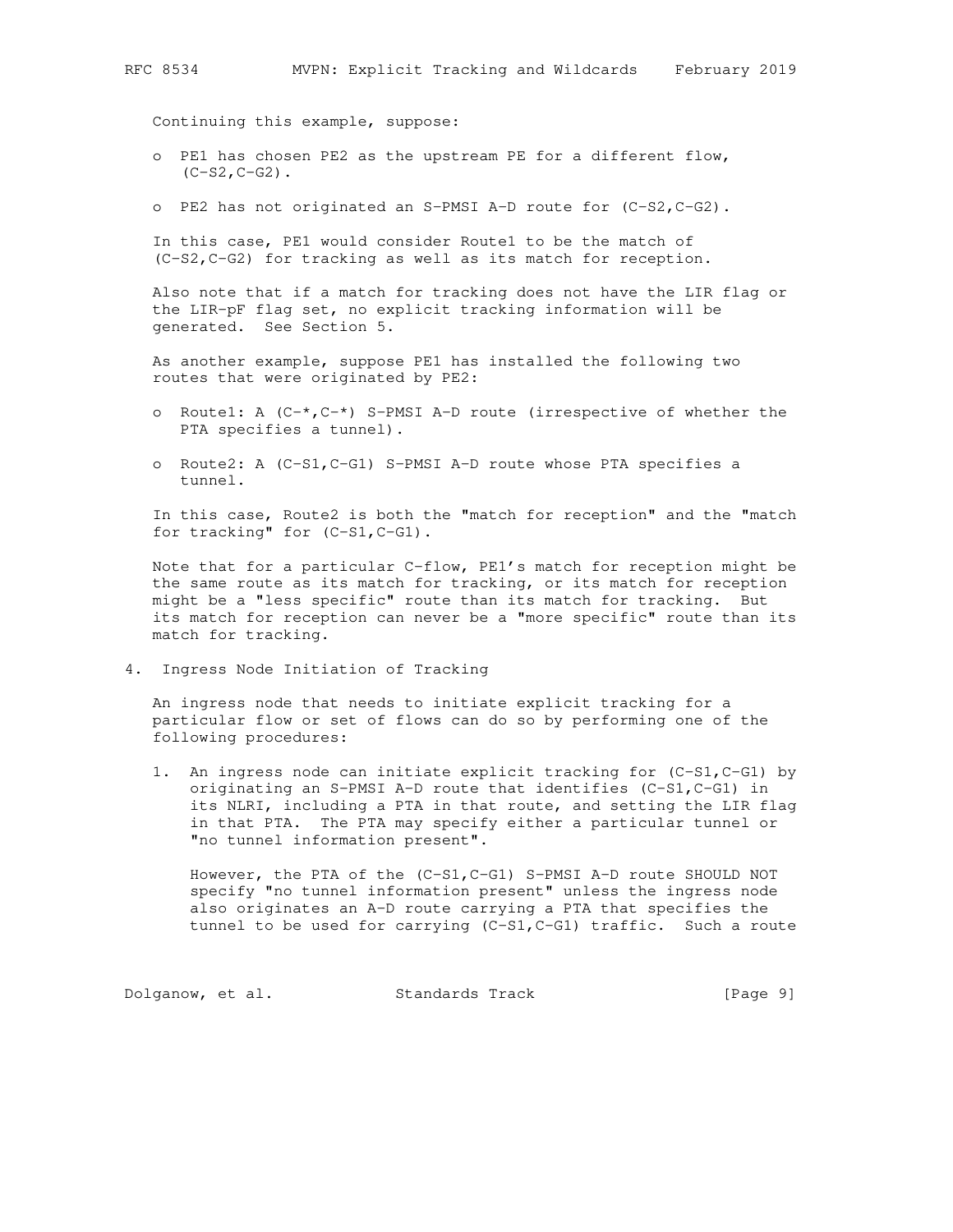Continuing this example, suppose:

- PE1 has chosen PE2 as the upstream PE for a different flow, (C-S2,C-G2).
- PE2 has not originated an S-PMSI A-D route for (C-S2,C-G2).

In this case, PE1 would consider Route1 to be the match of (C-S2,C-G2) for tracking as well as its match for reception.

Also note that if a match for tracking does not have the LIR flag or the LIR-pF flag set, no explicit tracking information will be generated. See Section 5.

As another example, suppose PE1 has installed the following two routes that were originated by PE2:

- Route1: A (C-*,C-*) S-PMSI A-D route (irrespective of whether the PTA specifies a tunnel).
- Route2: A (C-S1,C-G1) S-PMSI A-D route whose PTA specifies a tunnel.

In this case, Route2 is both the "match for reception" and the "match for tracking" for (C-S1,C-G1).

Note that for a particular C-flow, PE1's match for reception might be the same route as its match for tracking, or its match for reception might be a "less specific" route than its match for tracking. But its match for reception can never be a "more specific" route than its match for tracking.

## 4. Ingress Node Initiation of Tracking

An ingress node that needs to initiate explicit tracking for a particular flow or set of flows can do so by performing one of the following procedures:

1. An ingress node can initiate explicit tracking for (C-S1,C-G1) by originating an S-PMSI A-D route that identifies (C-S1,C-G1) in its NLRI, including a PTA in that route, and setting the LIR flag in that PTA. The PTA may specify either a particular tunnel or "no tunnel information present".

   However, the PTA of the (C-S1,C-G1) S-PMSI A-D route SHOULD NOT specify "no tunnel information present" unless the ingress node also originates an A-D route carrying a PTA that specifies the tunnel to be used for carrying (C-S1,C-G1) traffic. Such a route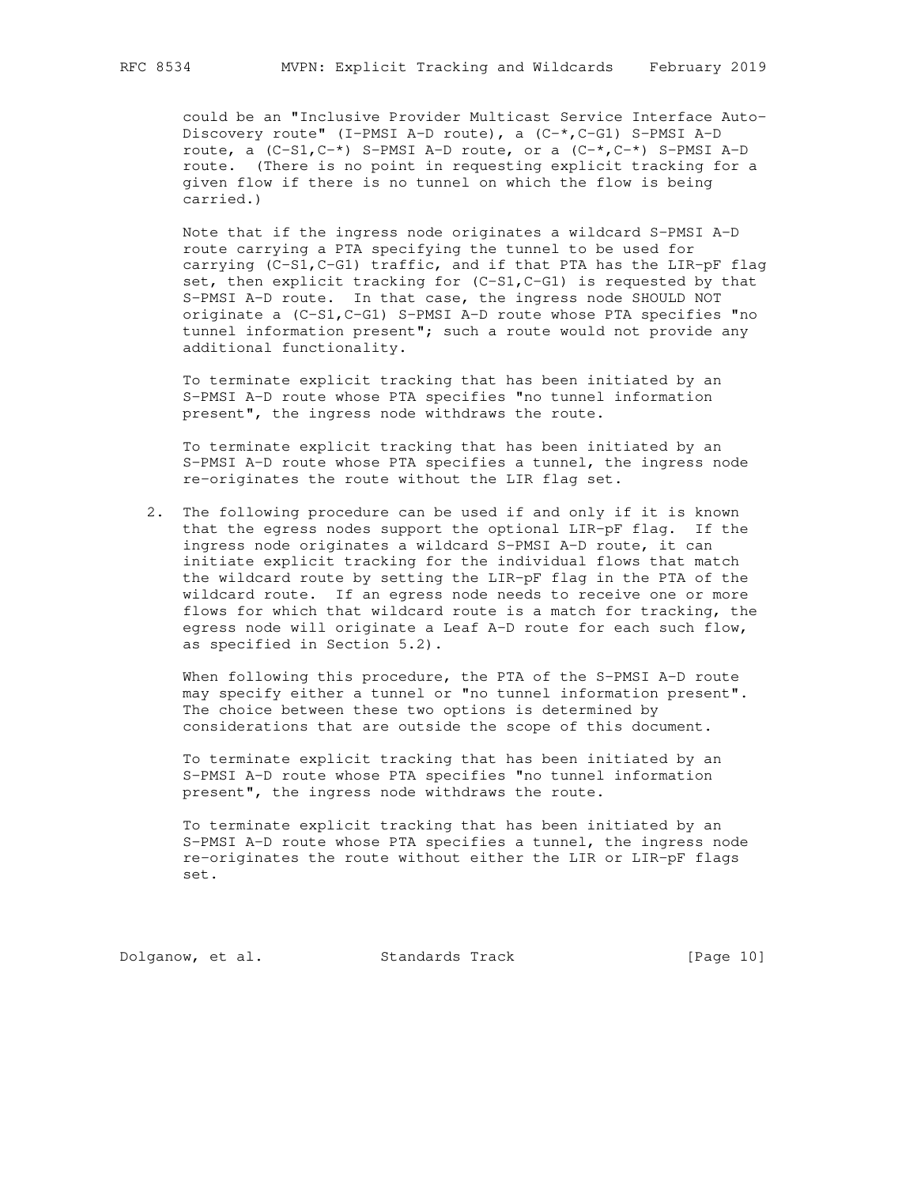could be an "Inclusive Provider Multicast Service Interface Auto-Discovery route" (I-PMSI A-D route), a (C-*,C-G1) S-PMSI A-D route, a (C-S1,C-*) S-PMSI A-D route, or a (C-*,C-*) S-PMSI A-D route. (There is no point in requesting explicit tracking for a given flow if there is no tunnel on which the flow is being carried.)

Note that if the ingress node originates a wildcard S-PMSI A-D route carrying a PTA specifying the tunnel to be used for carrying (C-S1,C-G1) traffic, and if that PTA has the LIR-pF flag set, then explicit tracking for (C-S1,C-G1) is requested by that S-PMSI A-D route. In that case, the ingress node SHOULD NOT originate a (C-S1,C-G1) S-PMSI A-D route whose PTA specifies "no tunnel information present"; such a route would not provide any additional functionality.

To terminate explicit tracking that has been initiated by an S-PMSI A-D route whose PTA specifies "no tunnel information present", the ingress node withdraws the route.

To terminate explicit tracking that has been initiated by an S-PMSI A-D route whose PTA specifies a tunnel, the ingress node re-originates the route without the LIR flag set.

2. The following procedure can be used if and only if it is known that the egress nodes support the optional LIR-pF flag. If the ingress node originates a wildcard S-PMSI A-D route, it can initiate explicit tracking for the individual flows that match the wildcard route by setting the LIR-pF flag in the PTA of the wildcard route. If an egress node needs to receive one or more flows for which that wildcard route is a match for tracking, the egress node will originate a Leaf A-D route for each such flow, as specified in Section 5.2).

   When following this procedure, the PTA of the S-PMSI A-D route may specify either a tunnel or "no tunnel information present". The choice between these two options is determined by considerations that are outside the scope of this document.

   To terminate explicit tracking that has been initiated by an S-PMSI A-D route whose PTA specifies "no tunnel information present", the ingress node withdraws the route.

   To terminate explicit tracking that has been initiated by an S-PMSI A-D route whose PTA specifies a tunnel, the ingress node re-originates the route without either the LIR or LIR-pF flags set.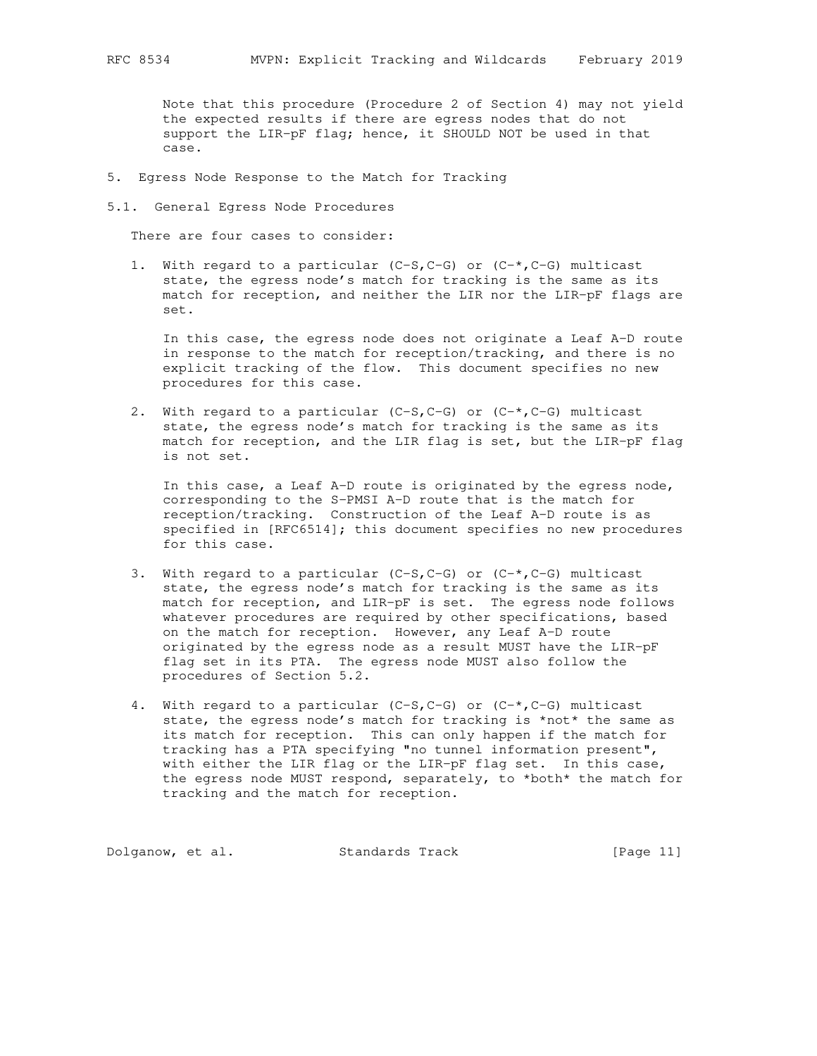Note that this procedure (Procedure 2 of Section 4) may not yield the expected results if there are egress nodes that do not support the LIR-pF flag; hence, it SHOULD NOT be used in that case.

## 5. Egress Node Response to the Match for Tracking

### 5.1. General Egress Node Procedures

There are four cases to consider:

1. With regard to a particular (C-S,C-G) or (C-*,C-G) multicast state, the egress node's match for tracking is the same as its match for reception, and neither the LIR nor the LIR-pF flags are set.

   In this case, the egress node does not originate a Leaf A-D route in response to the match for reception/tracking, and there is no explicit tracking of the flow. This document specifies no new procedures for this case.

2. With regard to a particular (C-S,C-G) or (C-*,C-G) multicast state, the egress node's match for tracking is the same as its match for reception, and the LIR flag is set, but the LIR-pF flag is not set.

   In this case, a Leaf A-D route is originated by the egress node, corresponding to the S-PMSI A-D route that is the match for reception/tracking. Construction of the Leaf A-D route is as specified in [RFC6514]; this document specifies no new procedures for this case.

3. With regard to a particular (C-S,C-G) or (C-*,C-G) multicast state, the egress node's match for tracking is the same as its match for reception, and LIR-pF is set. The egress node follows whatever procedures are required by other specifications, based on the match for reception. However, any Leaf A-D route originated by the egress node as a result MUST have the LIR-pF flag set in its PTA. The egress node MUST also follow the procedures of Section 5.2.

4. With regard to a particular (C-S,C-G) or (C-*,C-G) multicast state, the egress node's match for tracking is *not* the same as its match for reception. This can only happen if the match for tracking has a PTA specifying "no tunnel information present", with either the LIR flag or the LIR-pF flag set. In this case, the egress node MUST respond, separately, to *both* the match for tracking and the match for reception.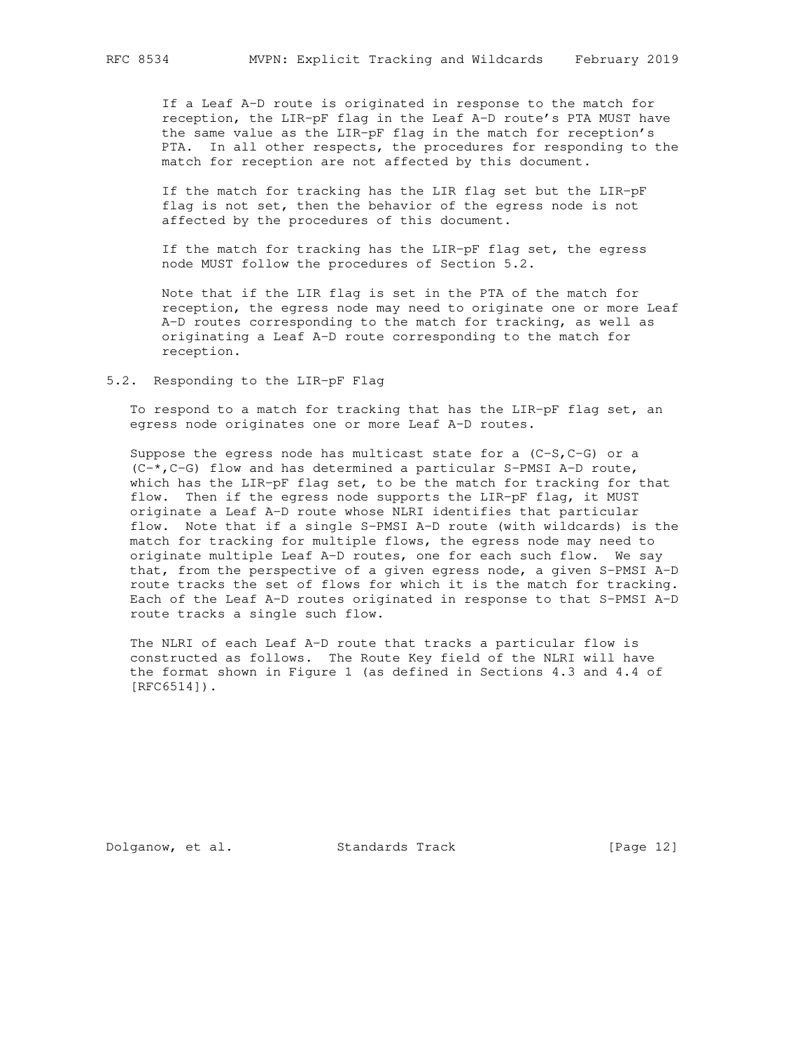If a Leaf A-D route is originated in response to the match for reception, the LIR-pF flag in the Leaf A-D route's PTA MUST have the same value as the LIR-pF flag in the match for reception's PTA. In all other respects, the procedures for responding to the match for reception are not affected by this document.

If the match for tracking has the LIR flag set but the LIR-pF flag is not set, then the behavior of the egress node is not affected by the procedures of this document.

If the match for tracking has the LIR-pF flag set, the egress node MUST follow the procedures of Section 5.2.

Note that if the LIR flag is set in the PTA of the match for reception, the egress node may need to originate one or more Leaf A-D routes corresponding to the match for tracking, as well as originating a Leaf A-D route corresponding to the match for reception.

## 5.2. Responding to the LIR-pF Flag

To respond to a match for tracking that has the LIR-pF flag set, an egress node originates one or more Leaf A-D routes.

Suppose the egress node has multicast state for a (C-S,C-G) or a (C-*,C-G) flow and has determined a particular S-PMSI A-D route, which has the LIR-pF flag set, to be the match for tracking for that flow. Then if the egress node supports the LIR-pF flag, it MUST originate a Leaf A-D route whose NLRI identifies that particular flow. Note that if a single S-PMSI A-D route (with wildcards) is the match for tracking for multiple flows, the egress node may need to originate multiple Leaf A-D routes, one for each such flow. We say that, from the perspective of a given egress node, a given S-PMSI A-D route tracks the set of flows for which it is the match for tracking. Each of the Leaf A-D routes originated in response to that S-PMSI A-D route tracks a single such flow.

The NLRI of each Leaf A-D route that tracks a particular flow is constructed as follows. The Route Key field of the NLRI will have the format shown in Figure 1 (as defined in Sections 4.3 and 4.4 of [RFC6514]).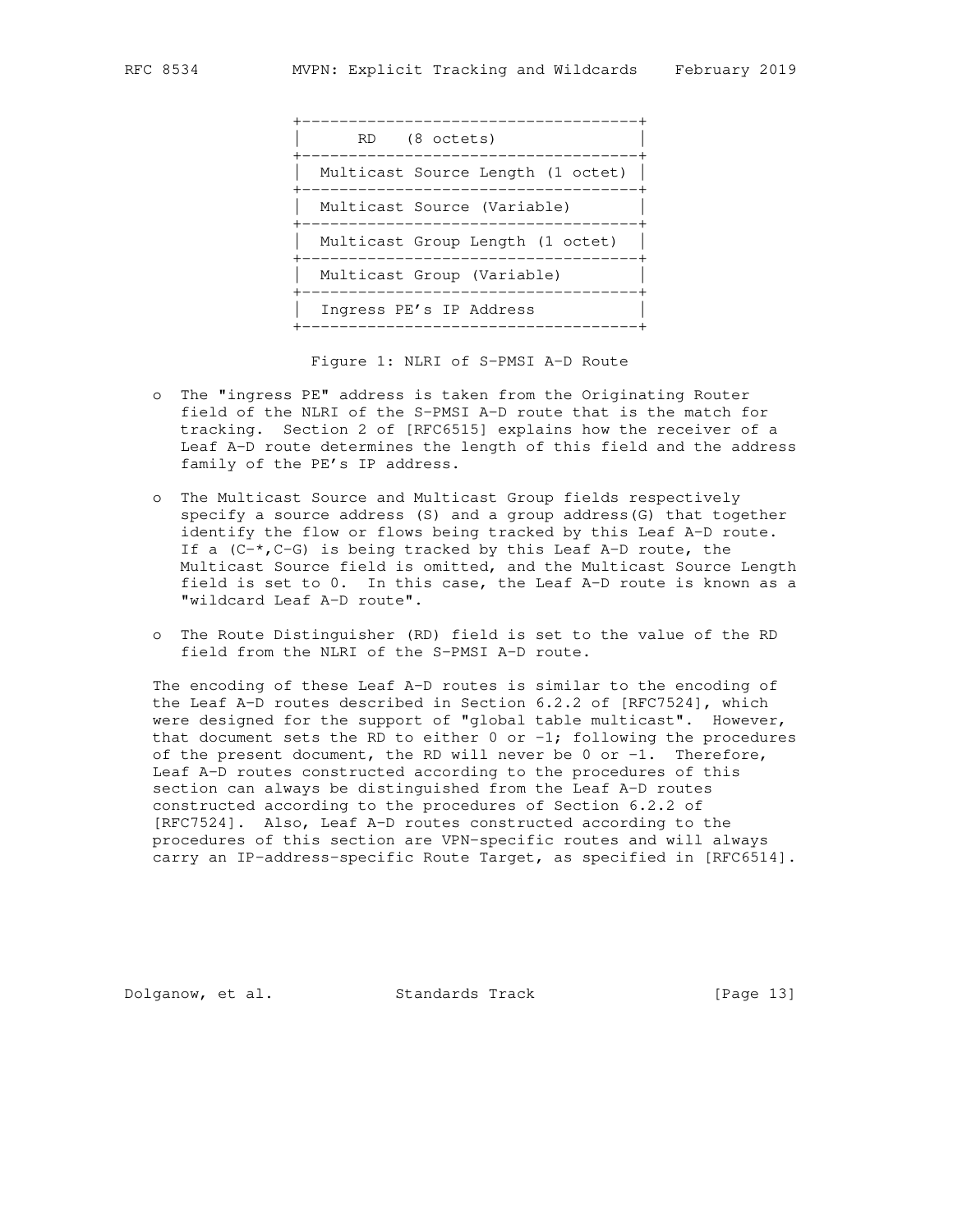```
                 +-----------------------------------+
                 |      RD   (8 octets)              |
                 +-----------------------------------+
                 |  Multicast Source Length (1 octet) |
                 +-----------------------------------+
                 |  Multicast Source (Variable)       |
                 +-----------------------------------+
                 |  Multicast Group Length (1 octet)  |
                 +-----------------------------------+
                 |  Multicast Group (Variable)        |
                 +-----------------------------------+
                 |  Ingress PE's IP Address           |
                 +-----------------------------------+
```

Figure 1: NLRI of S-PMSI A-D Route

- The "ingress PE" address is taken from the Originating Router field of the NLRI of the S-PMSI A-D route that is the match for tracking. Section 2 of [RFC6515] explains how the receiver of a Leaf A-D route determines the length of this field and the address family of the PE's IP address.

- The Multicast Source and Multicast Group fields respectively specify a source address (S) and a group address(G) that together identify the flow or flows being tracked by this Leaf A-D route. If a (C-*,C-G) is being tracked by this Leaf A-D route, the Multicast Source field is omitted, and the Multicast Source Length field is set to 0. In this case, the Leaf A-D route is known as a "wildcard Leaf A-D route".

- The Route Distinguisher (RD) field is set to the value of the RD field from the NLRI of the S-PMSI A-D route.

The encoding of these Leaf A-D routes is similar to the encoding of the Leaf A-D routes described in Section 6.2.2 of [RFC7524], which were designed for the support of "global table multicast". However, that document sets the RD to either 0 or -1; following the procedures of the present document, the RD will never be 0 or -1. Therefore, Leaf A-D routes constructed according to the procedures of this section can always be distinguished from the Leaf A-D routes constructed according to the procedures of Section 6.2.2 of [RFC7524]. Also, Leaf A-D routes constructed according to the procedures of this section are VPN-specific routes and will always carry an IP-address-specific Route Target, as specified in [RFC6514].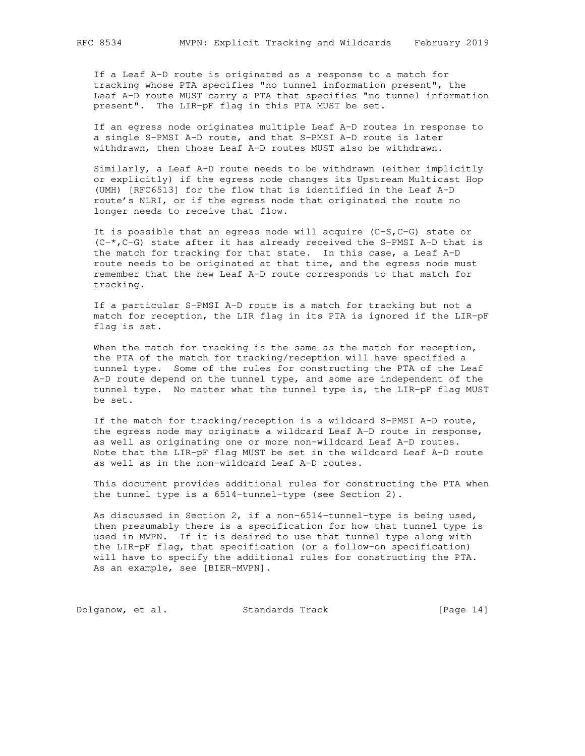If a Leaf A-D route is originated as a response to a match for tracking whose PTA specifies "no tunnel information present", the Leaf A-D route MUST carry a PTA that specifies "no tunnel information present". The LIR-pF flag in this PTA MUST be set.

If an egress node originates multiple Leaf A-D routes in response to a single S-PMSI A-D route, and that S-PMSI A-D route is later withdrawn, then those Leaf A-D routes MUST also be withdrawn.

Similarly, a Leaf A-D route needs to be withdrawn (either implicitly or explicitly) if the egress node changes its Upstream Multicast Hop (UMH) [RFC6513] for the flow that is identified in the Leaf A-D route's NLRI, or if the egress node that originated the route no longer needs to receive that flow.

It is possible that an egress node will acquire (C-S,C-G) state or (C-*,C-G) state after it has already received the S-PMSI A-D that is the match for tracking for that state. In this case, a Leaf A-D route needs to be originated at that time, and the egress node must remember that the new Leaf A-D route corresponds to that match for tracking.

If a particular S-PMSI A-D route is a match for tracking but not a match for reception, the LIR flag in its PTA is ignored if the LIR-pF flag is set.

When the match for tracking is the same as the match for reception, the PTA of the match for tracking/reception will have specified a tunnel type. Some of the rules for constructing the PTA of the Leaf A-D route depend on the tunnel type, and some are independent of the tunnel type. No matter what the tunnel type is, the LIR-pF flag MUST be set.

If the match for tracking/reception is a wildcard S-PMSI A-D route, the egress node may originate a wildcard Leaf A-D route in response, as well as originating one or more non-wildcard Leaf A-D routes. Note that the LIR-pF flag MUST be set in the wildcard Leaf A-D route as well as in the non-wildcard Leaf A-D routes.

This document provides additional rules for constructing the PTA when the tunnel type is a 6514-tunnel-type (see Section 2).

As discussed in Section 2, if a non-6514-tunnel-type is being used, then presumably there is a specification for how that tunnel type is used in MVPN. If it is desired to use that tunnel type along with the LIR-pF flag, that specification (or a follow-on specification) will have to specify the additional rules for constructing the PTA. As an example, see [BIER-MVPN].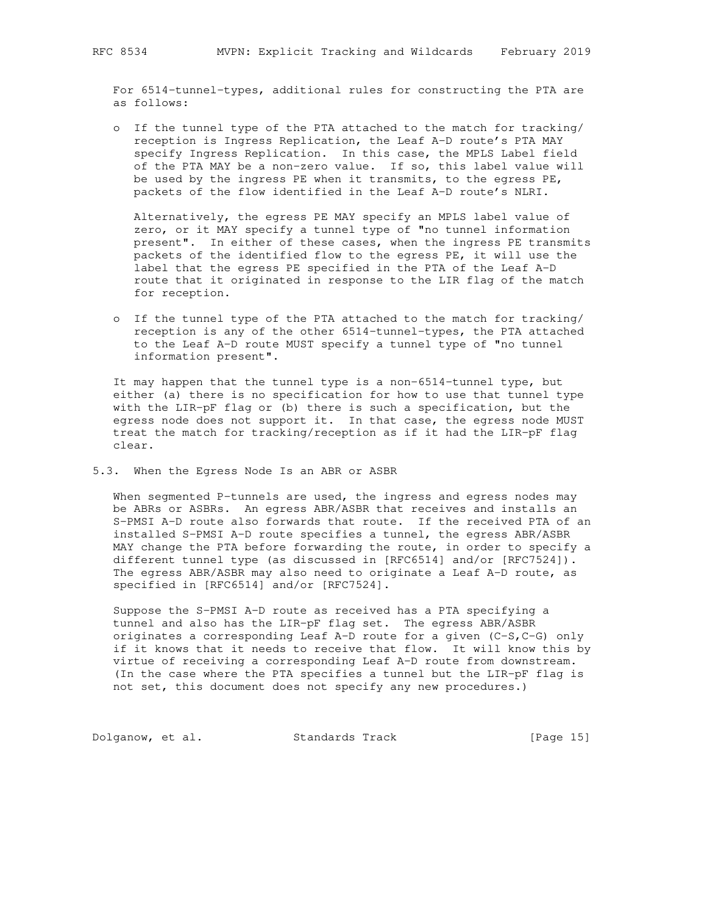For 6514-tunnel-types, additional rules for constructing the PTA are as follows:

- If the tunnel type of the PTA attached to the match for tracking/reception is Ingress Replication, the Leaf A-D route's PTA MAY specify Ingress Replication. In this case, the MPLS Label field of the PTA MAY be a non-zero value. If so, this label value will be used by the ingress PE when it transmits, to the egress PE, packets of the flow identified in the Leaf A-D route's NLRI.

  Alternatively, the egress PE MAY specify an MPLS label value of zero, or it MAY specify a tunnel type of "no tunnel information present". In either of these cases, when the ingress PE transmits packets of the identified flow to the egress PE, it will use the label that the egress PE specified in the PTA of the Leaf A-D route that it originated in response to the LIR flag of the match for reception.

- If the tunnel type of the PTA attached to the match for tracking/reception is any of the other 6514-tunnel-types, the PTA attached to the Leaf A-D route MUST specify a tunnel type of "no tunnel information present".

It may happen that the tunnel type is a non-6514-tunnel type, but either (a) there is no specification for how to use that tunnel type with the LIR-pF flag or (b) there is such a specification, but the egress node does not support it. In that case, the egress node MUST treat the match for tracking/reception as if it had the LIR-pF flag clear.

### 5.3. When the Egress Node Is an ABR or ASBR

When segmented P-tunnels are used, the ingress and egress nodes may be ABRs or ASBRs. An egress ABR/ASBR that receives and installs an S-PMSI A-D route also forwards that route. If the received PTA of an installed S-PMSI A-D route specifies a tunnel, the egress ABR/ASBR MAY change the PTA before forwarding the route, in order to specify a different tunnel type (as discussed in [RFC6514] and/or [RFC7524]). The egress ABR/ASBR may also need to originate a Leaf A-D route, as specified in [RFC6514] and/or [RFC7524].

Suppose the S-PMSI A-D route as received has a PTA specifying a tunnel and also has the LIR-pF flag set. The egress ABR/ASBR originates a corresponding Leaf A-D route for a given (C-S,C-G) only if it knows that it needs to receive that flow. It will know this by virtue of receiving a corresponding Leaf A-D route from downstream. (In the case where the PTA specifies a tunnel but the LIR-pF flag is not set, this document does not specify any new procedures.)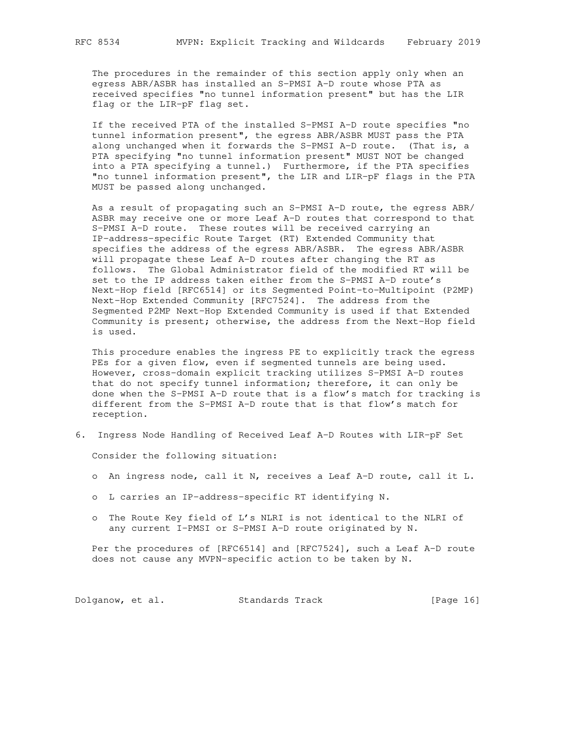The procedures in the remainder of this section apply only when an egress ABR/ASBR has installed an S-PMSI A-D route whose PTA as received specifies "no tunnel information present" but has the LIR flag or the LIR-pF flag set.

If the received PTA of the installed S-PMSI A-D route specifies "no tunnel information present", the egress ABR/ASBR MUST pass the PTA along unchanged when it forwards the S-PMSI A-D route. (That is, a PTA specifying "no tunnel information present" MUST NOT be changed into a PTA specifying a tunnel.) Furthermore, if the PTA specifies "no tunnel information present", the LIR and LIR-pF flags in the PTA MUST be passed along unchanged.

As a result of propagating such an S-PMSI A-D route, the egress ABR/ASBR may receive one or more Leaf A-D routes that correspond to that S-PMSI A-D route. These routes will be received carrying an IP-address-specific Route Target (RT) Extended Community that specifies the address of the egress ABR/ASBR. The egress ABR/ASBR will propagate these Leaf A-D routes after changing the RT as follows. The Global Administrator field of the modified RT will be set to the IP address taken either from the S-PMSI A-D route's Next-Hop field [RFC6514] or its Segmented Point-to-Multipoint (P2MP) Next-Hop Extended Community [RFC7524]. The address from the Segmented P2MP Next-Hop Extended Community is used if that Extended Community is present; otherwise, the address from the Next-Hop field is used.

This procedure enables the ingress PE to explicitly track the egress PEs for a given flow, even if segmented tunnels are being used. However, cross-domain explicit tracking utilizes S-PMSI A-D routes that do not specify tunnel information; therefore, it can only be done when the S-PMSI A-D route that is a flow's match for tracking is different from the S-PMSI A-D route that is that flow's match for reception.

## 6. Ingress Node Handling of Received Leaf A-D Routes with LIR-pF Set

Consider the following situation:

- An ingress node, call it N, receives a Leaf A-D route, call it L.
- L carries an IP-address-specific RT identifying N.
- The Route Key field of L's NLRI is not identical to the NLRI of any current I-PMSI or S-PMSI A-D route originated by N.

Per the procedures of [RFC6514] and [RFC7524], such a Leaf A-D route does not cause any MVPN-specific action to be taken by N.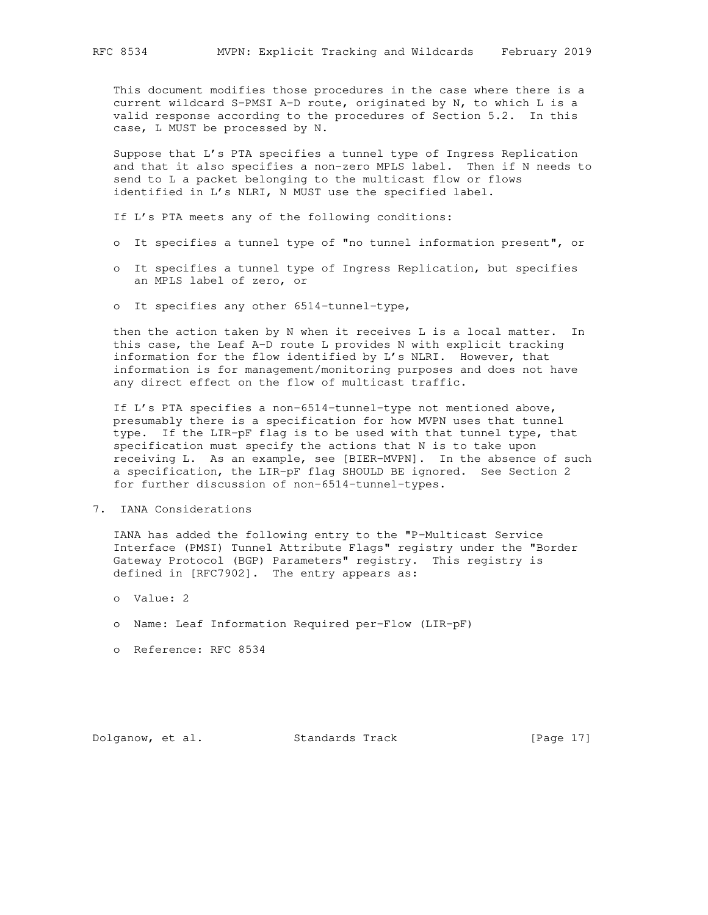This document modifies those procedures in the case where there is a current wildcard S-PMSI A-D route, originated by N, to which L is a valid response according to the procedures of Section 5.2. In this case, L MUST be processed by N.

Suppose that L's PTA specifies a tunnel type of Ingress Replication and that it also specifies a non-zero MPLS label. Then if N needs to send to L a packet belonging to the multicast flow or flows identified in L's NLRI, N MUST use the specified label.

If L's PTA meets any of the following conditions:

- It specifies a tunnel type of "no tunnel information present", or
- It specifies a tunnel type of Ingress Replication, but specifies an MPLS label of zero, or
- It specifies any other 6514-tunnel-type,

then the action taken by N when it receives L is a local matter. In this case, the Leaf A-D route L provides N with explicit tracking information for the flow identified by L's NLRI. However, that information is for management/monitoring purposes and does not have any direct effect on the flow of multicast traffic.

If L's PTA specifies a non-6514-tunnel-type not mentioned above, presumably there is a specification for how MVPN uses that tunnel type. If the LIR-pF flag is to be used with that tunnel type, that specification must specify the actions that N is to take upon receiving L. As an example, see [BIER-MVPN]. In the absence of such a specification, the LIR-pF flag SHOULD BE ignored. See Section 2 for further discussion of non-6514-tunnel-types.

## 7. IANA Considerations

IANA has added the following entry to the "P-Multicast Service Interface (PMSI) Tunnel Attribute Flags" registry under the "Border Gateway Protocol (BGP) Parameters" registry. This registry is defined in [RFC7902]. The entry appears as:

- Value: 2
- Name: Leaf Information Required per-Flow (LIR-pF)
- Reference: RFC 8534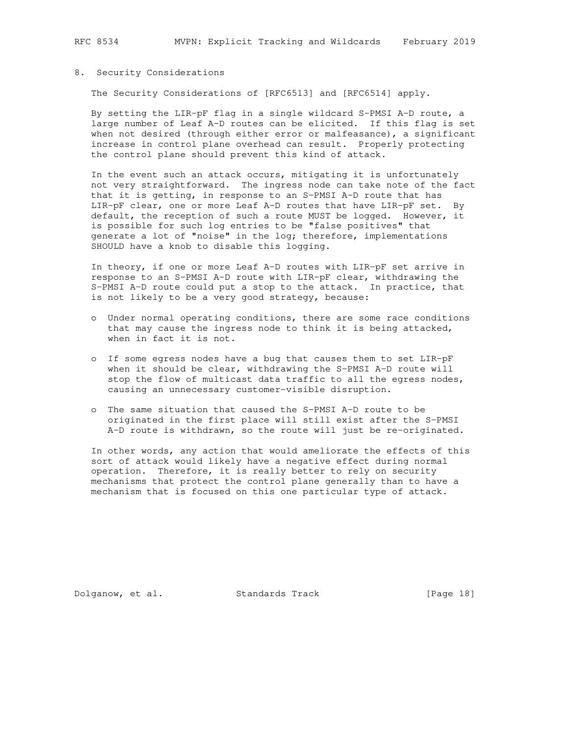## 8. Security Considerations

The Security Considerations of [RFC6513] and [RFC6514] apply.

By setting the LIR-pF flag in a single wildcard S-PMSI A-D route, a large number of Leaf A-D routes can be elicited. If this flag is set when not desired (through either error or malfeasance), a significant increase in control plane overhead can result. Properly protecting the control plane should prevent this kind of attack.

In the event such an attack occurs, mitigating it is unfortunately not very straightforward. The ingress node can take note of the fact that it is getting, in response to an S-PMSI A-D route that has LIR-pF clear, one or more Leaf A-D routes that have LIR-pF set. By default, the reception of such a route MUST be logged. However, it is possible for such log entries to be "false positives" that generate a lot of "noise" in the log; therefore, implementations SHOULD have a knob to disable this logging.

In theory, if one or more Leaf A-D routes with LIR-pF set arrive in response to an S-PMSI A-D route with LIR-pF clear, withdrawing the S-PMSI A-D route could put a stop to the attack. In practice, that is not likely to be a very good strategy, because:

- Under normal operating conditions, there are some race conditions that may cause the ingress node to think it is being attacked, when in fact it is not.
- If some egress nodes have a bug that causes them to set LIR-pF when it should be clear, withdrawing the S-PMSI A-D route will stop the flow of multicast data traffic to all the egress nodes, causing an unnecessary customer-visible disruption.
- The same situation that caused the S-PMSI A-D route to be originated in the first place will still exist after the S-PMSI A-D route is withdrawn, so the route will just be re-originated.

In other words, any action that would ameliorate the effects of this sort of attack would likely have a negative effect during normal operation. Therefore, it is really better to rely on security mechanisms that protect the control plane generally than to have a mechanism that is focused on this one particular type of attack.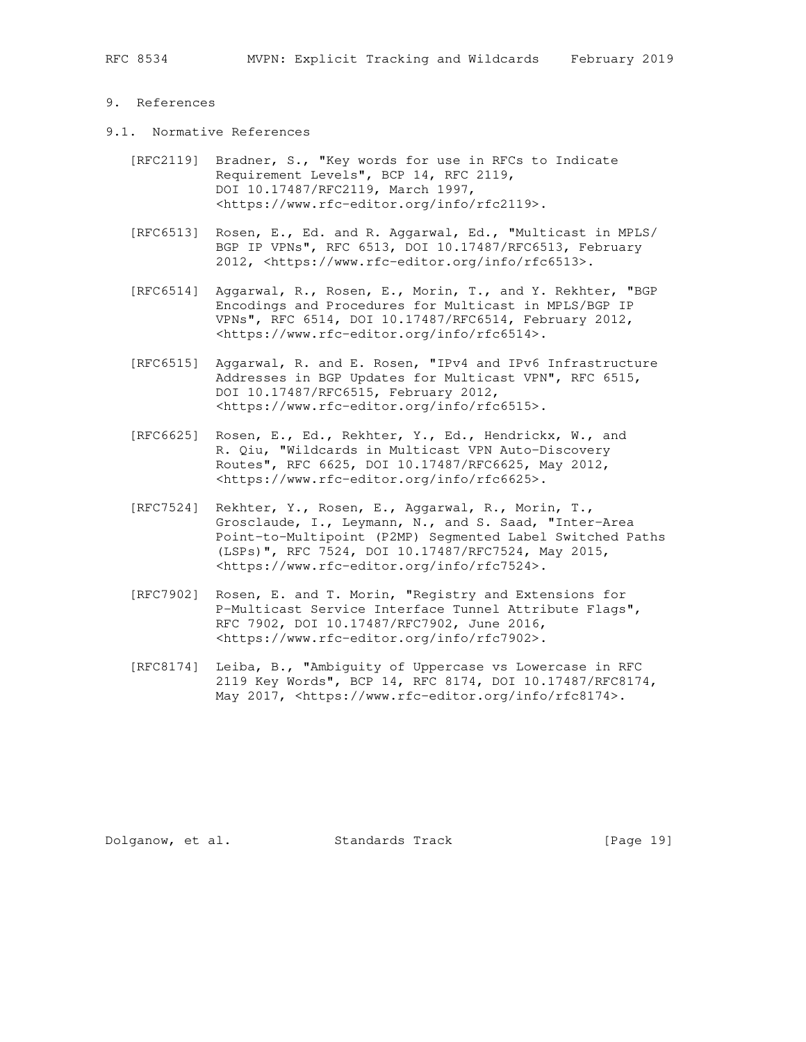# 9. References

## 9.1. Normative References

[RFC2119] Bradner, S., "Key words for use in RFCs to Indicate Requirement Levels", BCP 14, RFC 2119, DOI 10.17487/RFC2119, March 1997, <https://www.rfc-editor.org/info/rfc2119>.

[RFC6513] Rosen, E., Ed. and R. Aggarwal, Ed., "Multicast in MPLS/ BGP IP VPNs", RFC 6513, DOI 10.17487/RFC6513, February 2012, <https://www.rfc-editor.org/info/rfc6513>.

[RFC6514] Aggarwal, R., Rosen, E., Morin, T., and Y. Rekhter, "BGP Encodings and Procedures for Multicast in MPLS/BGP IP VPNs", RFC 6514, DOI 10.17487/RFC6514, February 2012, <https://www.rfc-editor.org/info/rfc6514>.

[RFC6515] Aggarwal, R. and E. Rosen, "IPv4 and IPv6 Infrastructure Addresses in BGP Updates for Multicast VPN", RFC 6515, DOI 10.17487/RFC6515, February 2012, <https://www.rfc-editor.org/info/rfc6515>.

[RFC6625] Rosen, E., Ed., Rekhter, Y., Ed., Hendrickx, W., and R. Qiu, "Wildcards in Multicast VPN Auto-Discovery Routes", RFC 6625, DOI 10.17487/RFC6625, May 2012, <https://www.rfc-editor.org/info/rfc6625>.

[RFC7524] Rekhter, Y., Rosen, E., Aggarwal, R., Morin, T., Grosclaude, I., Leymann, N., and S. Saad, "Inter-Area Point-to-Multipoint (P2MP) Segmented Label Switched Paths (LSPs)", RFC 7524, DOI 10.17487/RFC7524, May 2015, <https://www.rfc-editor.org/info/rfc7524>.

[RFC7902] Rosen, E. and T. Morin, "Registry and Extensions for P-Multicast Service Interface Tunnel Attribute Flags", RFC 7902, DOI 10.17487/RFC7902, June 2016, <https://www.rfc-editor.org/info/rfc7902>.

[RFC8174] Leiba, B., "Ambiguity of Uppercase vs Lowercase in RFC 2119 Key Words", BCP 14, RFC 8174, DOI 10.17487/RFC8174, May 2017, <https://www.rfc-editor.org/info/rfc8174>.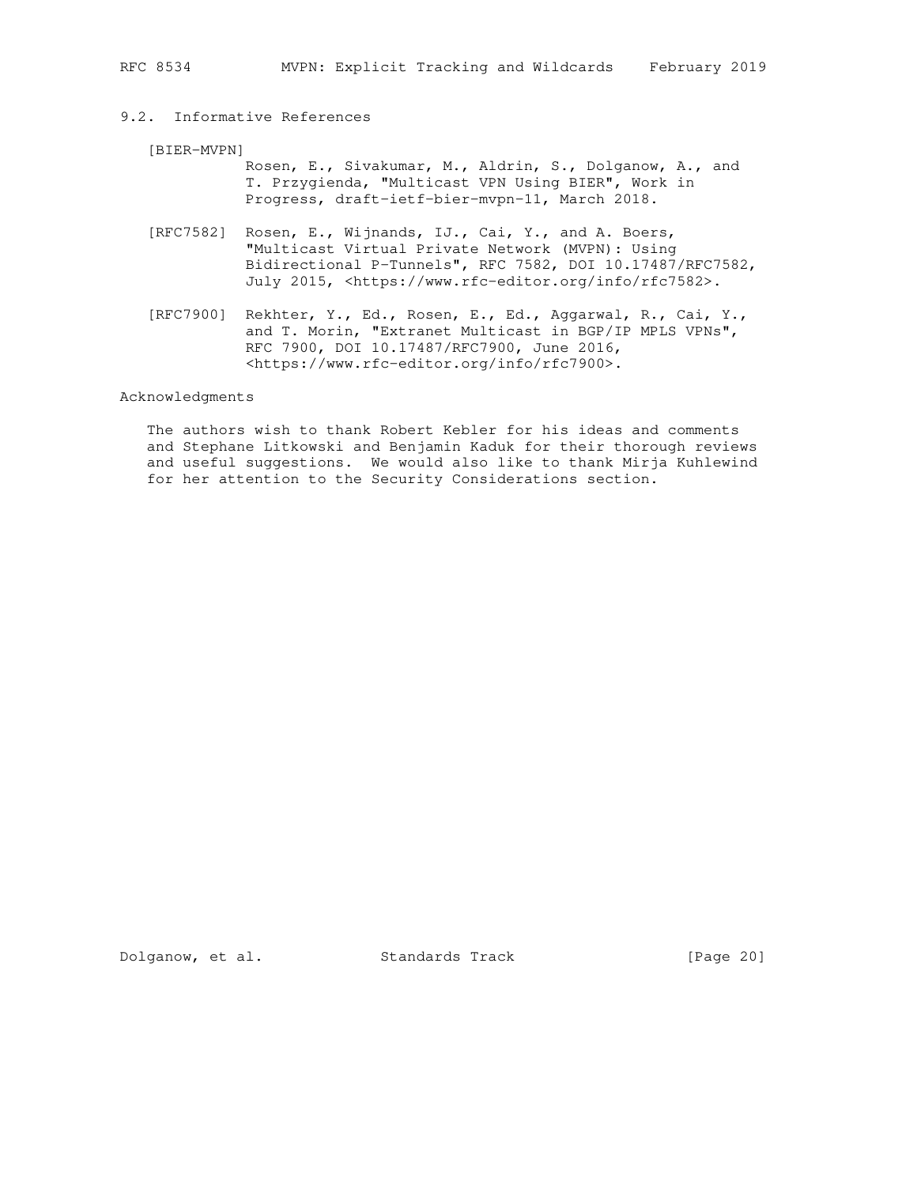## 9.2. Informative References

[BIER-MVPN]
Rosen, E., Sivakumar, M., Aldrin, S., Dolganow, A., and T. Przygienda, "Multicast VPN Using BIER", Work in Progress, draft-ietf-bier-mvpn-11, March 2018.

[RFC7582] Rosen, E., Wijnands, IJ., Cai, Y., and A. Boers, "Multicast Virtual Private Network (MVPN): Using Bidirectional P-Tunnels", RFC 7582, DOI 10.17487/RFC7582, July 2015, <https://www.rfc-editor.org/info/rfc7582>.

[RFC7900] Rekhter, Y., Ed., Rosen, E., Ed., Aggarwal, R., Cai, Y., and T. Morin, "Extranet Multicast in BGP/IP MPLS VPNs", RFC 7900, DOI 10.17487/RFC7900, June 2016, <https://www.rfc-editor.org/info/rfc7900>.

## Acknowledgments

The authors wish to thank Robert Kebler for his ideas and comments and Stephane Litkowski and Benjamin Kaduk for their thorough reviews and useful suggestions. We would also like to thank Mirja Kuhlewind for her attention to the Security Considerations section.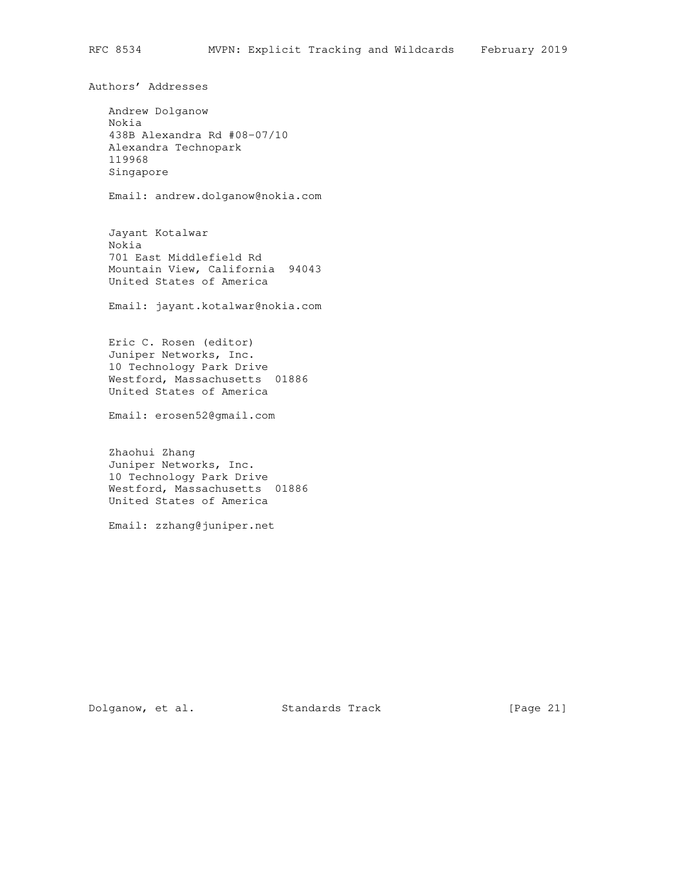## Authors' Addresses

Andrew Dolganow
Nokia
438B Alexandra Rd #08-07/10
Alexandra Technopark
119968
Singapore

Email: andrew.dolganow@nokia.com

Jayant Kotalwar
Nokia
701 East Middlefield Rd
Mountain View, California 94043
United States of America

Email: jayant.kotalwar@nokia.com

Eric C. Rosen (editor)
Juniper Networks, Inc.
10 Technology Park Drive
Westford, Massachusetts 01886
United States of America

Email: erosen52@gmail.com

Zhaohui Zhang
Juniper Networks, Inc.
10 Technology Park Drive
Westford, Massachusetts 01886
United States of America

Email: zzhang@juniper.net